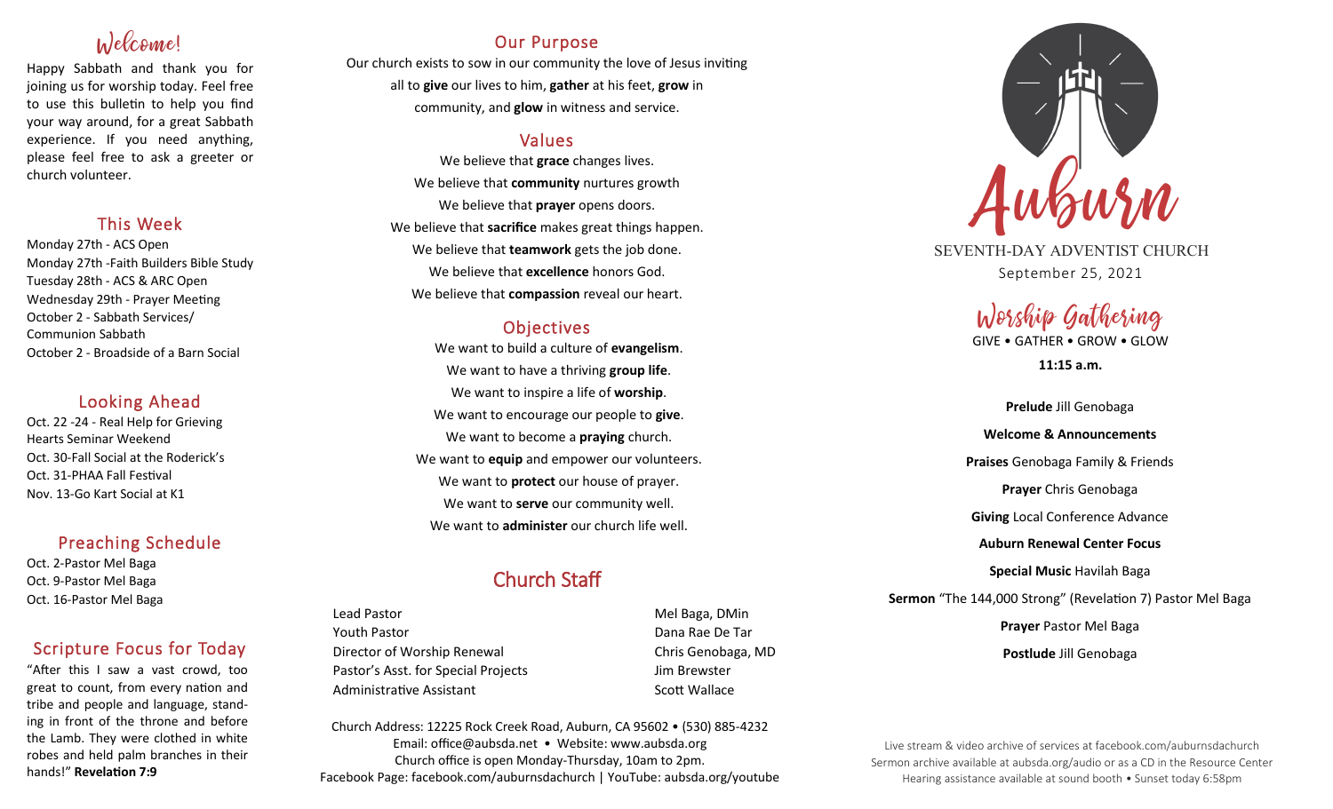## Welcome!

Happy Sabbath and thank you for joining us for worship today. Feel free to use this bulletin to help you find your way around, for a great Sabbath experience. If you need anything, please feel free to ask a greeter or church volunteer.

## This Week

Monday 27th - ACS Open
Monday 27th -Faith Builders Bible Study
Tuesday 28th - ACS & ARC Open
Wednesday 29th - Prayer Meeting
October 2 - Sabbath Services/ Communion Sabbath
October 2 - Broadside of a Barn Social

## Looking Ahead

Oct. 22 -24 - Real Help for Grieving Hearts Seminar Weekend
Oct. 30-Fall Social at the Roderick's
Oct. 31-PHAA Fall Festival
Nov. 13-Go Kart Social at K1

## Preaching Schedule

Oct. 2-Pastor Mel Baga
Oct. 9-Pastor Mel Baga
Oct. 16-Pastor Mel Baga

## Scripture Focus for Today

"After this I saw a vast crowd, too great to count, from every nation and tribe and people and language, standing in front of the throne and before the Lamb. They were clothed in white robes and held palm branches in their hands!" **Revelation 7:9**

## Our Purpose

Our church exists to sow in our community the love of Jesus inviting all to **give** our lives to him, **gather** at his feet, **grow** in community, and **glow** in witness and service.

## Values

We believe that **grace** changes lives.
We believe that **community** nurtures growth
We believe that **prayer** opens doors.
We believe that **sacrifice** makes great things happen.
We believe that **teamwork** gets the job done.
We believe that **excellence** honors God.
We believe that **compassion** reveal our heart.

## Objectives

We want to build a culture of **evangelism**.
We want to have a thriving **group life**.
We want to inspire a life of **worship**.
We want to encourage our people to **give**.
We want to become a **praying** church.
We want to **equip** and empower our volunteers.
We want to **protect** our house of prayer.
We want to **serve** our community well.
We want to **administer** our church life well.

## Church Staff

| | |
|---|---|
| Lead Pastor | Mel Baga, DMin |
| Youth Pastor | Dana Rae De Tar |
| Director of Worship Renewal | Chris Genobaga, MD |
| Pastor's Asst. for Special Projects | Jim Brewster |
| Administrative Assistant | Scott Wallace |

Church Address: 12225 Rock Creek Road, Auburn, CA 95602 • (530) 885-4232
Email: office@aubsda.net • Website: www.aubsda.org
Church office is open Monday-Thursday, 10am to 2pm.
Facebook Page: facebook.com/auburnsdachurch | YouTube: aubsda.org/youtube

# Auburn

SEVENTH-DAY ADVENTIST CHURCH
September 25, 2021

## Worship Gathering

GIVE • GATHER • GROW • GLOW

**11:15 a.m.**

**Prelude** Jill Genobaga

**Welcome & Announcements**

**Praises** Genobaga Family & Friends

**Prayer** Chris Genobaga

**Giving** Local Conference Advance

**Auburn Renewal Center Focus**

**Special Music** Havilah Baga

**Sermon** "The 144,000 Strong" (Revelation 7) Pastor Mel Baga

**Prayer** Pastor Mel Baga

**Postlude** Jill Genobaga

Live stream & video archive of services at facebook.com/auburnsdachurch
Sermon archive available at aubsda.org/audio or as a CD in the Resource Center
Hearing assistance available at sound booth • Sunset today 6:58pm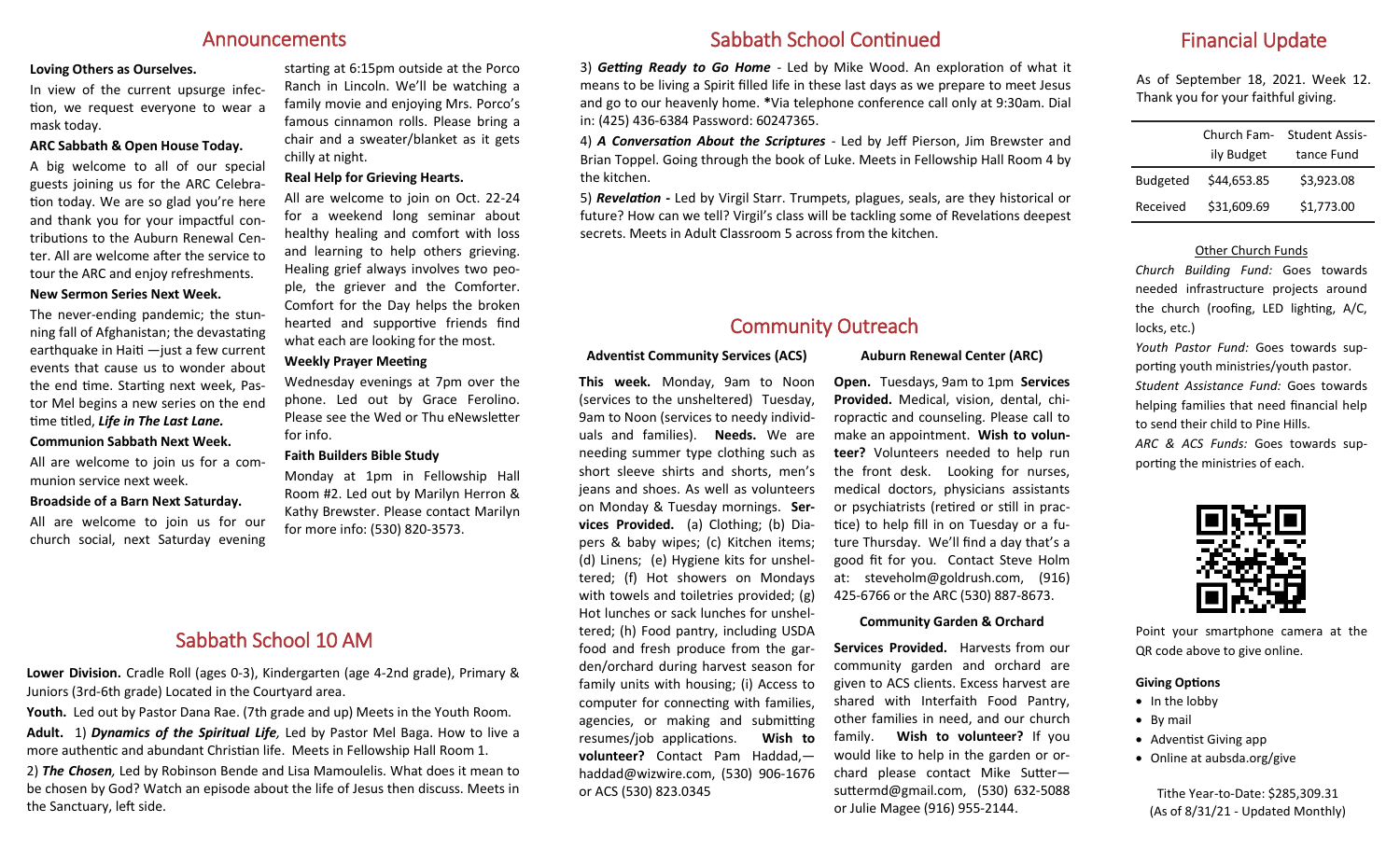## Announcements

**Loving Others as Ourselves.**

In view of the current upsurge infection, we request everyone to wear a mask today.

**ARC Sabbath & Open House Today.**

A big welcome to all of our special guests joining us for the ARC Celebration today. We are so glad you're here and thank you for your impactful contributions to the Auburn Renewal Center. All are welcome after the service to tour the ARC and enjoy refreshments.

**New Sermon Series Next Week.**

The never-ending pandemic; the stunning fall of Afghanistan; the devastating earthquake in Haiti —just a few current events that cause us to wonder about the end time. Starting next week, Pastor Mel begins a new series on the end time titled, ***Life in The Last Lane.***

**Communion Sabbath Next Week.**

All are welcome to join us for a communion service next week.

**Broadside of a Barn Next Saturday.**

All are welcome to join us for our church social, next Saturday evening starting at 6:15pm outside at the Porco Ranch in Lincoln. We'll be watching a family movie and enjoying Mrs. Porco's famous cinnamon rolls. Please bring a chair and a sweater/blanket as it gets chilly at night.

**Real Help for Grieving Hearts.**

All are welcome to join on Oct. 22-24 for a weekend long seminar about healthy healing and comfort with loss and learning to help others grieving. Healing grief always involves two people, the griever and the Comforter. Comfort for the Day helps the broken hearted and supportive friends find what each are looking for the most.

**Weekly Prayer Meeting**

Wednesday evenings at 7pm over the phone. Led out by Grace Ferolino. Please see the Wed or Thu eNewsletter for info.

**Faith Builders Bible Study**

Monday at 1pm in Fellowship Hall Room #2. Led out by Marilyn Herron & Kathy Brewster. Please contact Marilyn for more info: (530) 820-3573.

## Sabbath School 10 AM

**Lower Division.** Cradle Roll (ages 0-3), Kindergarten (age 4-2nd grade), Primary & Juniors (3rd-6th grade) Located in the Courtyard area.

**Youth.** Led out by Pastor Dana Rae. (7th grade and up) Meets in the Youth Room.

**Adult.** 1) ***Dynamics of the Spiritual Life,*** Led by Pastor Mel Baga. How to live a more authentic and abundant Christian life. Meets in Fellowship Hall Room 1.

2) ***The Chosen,*** Led by Robinson Bende and Lisa Mamoulelis. What does it mean to be chosen by God? Watch an episode about the life of Jesus then discuss. Meets in the Sanctuary, left side.

## Sabbath School Continued

3) ***Getting Ready to Go Home*** - Led by Mike Wood. An exploration of what it means to be living a Spirit filled life in these last days as we prepare to meet Jesus and go to our heavenly home. *Via telephone conference call only at 9:30am. Dial in: (425) 436-6384 Password: 60247365.

4) ***A Conversation About the Scriptures*** - Led by Jeff Pierson, Jim Brewster and Brian Toppel. Going through the book of Luke. Meets in Fellowship Hall Room 4 by the kitchen.

5) ***Revelation -*** Led by Virgil Starr. Trumpets, plagues, seals, are they historical or future? How can we tell? Virgil's class will be tackling some of Revelations deepest secrets. Meets in Adult Classroom 5 across from the kitchen.

## Community Outreach

### Adventist Community Services (ACS)

**This week.** Monday, 9am to Noon (services to the unsheltered) Tuesday, 9am to Noon (services to needy individuals and families). **Needs.** We are needing summer type clothing such as short sleeve shirts and shorts, men's jeans and shoes. As well as volunteers on Monday & Tuesday mornings. **Services Provided.** (a) Clothing; (b) Diapers & baby wipes; (c) Kitchen items; (d) Linens; (e) Hygiene kits for unsheltered; (f) Hot showers on Mondays with towels and toiletries provided; (g) Hot lunches or sack lunches for unsheltered; (h) Food pantry, including USDA food and fresh produce from the garden/orchard during harvest season for family units with housing; (i) Access to computer for connecting with families, agencies, or making and submitting resumes/job applications. **Wish to volunteer?** Contact Pam Haddad,—haddad@wizwire.com, (530) 906-1676 or ACS (530) 823.0345

### Auburn Renewal Center (ARC)

**Open.** Tuesdays, 9am to 1pm **Services Provided.** Medical, vision, dental, chiropractic and counseling. Please call to make an appointment. **Wish to volunteer?** Volunteers needed to help run the front desk. Looking for nurses, medical doctors, physicians assistants or psychiatrists (retired or still in practice) to help fill in on Tuesday or a future Thursday. We'll find a day that's a good fit for you. Contact Steve Holm at: steveholm@goldrush.com, (916) 425-6766 or the ARC (530) 887-8673.

### Community Garden & Orchard

**Services Provided.** Harvests from our community garden and orchard are given to ACS clients. Excess harvest are shared with Interfaith Food Pantry, other families in need, and our church family. **Wish to volunteer?** If you would like to help in the garden or orchard please contact Mike Sutter—suttermd@gmail.com, (530) 632-5088 or Julie Magee (916) 955-2144.

## Financial Update

As of September 18, 2021. Week 12. Thank you for your faithful giving.

| | Church Family Budget | Student Assistance Fund |
|---|---|---|
| Budgeted | $44,653.85 | $3,923.08 |
| Received | $31,609.69 | $1,773.00 |

Other Church Funds

*Church Building Fund:* Goes towards needed infrastructure projects around the church (roofing, LED lighting, A/C, locks, etc.)

*Youth Pastor Fund:* Goes towards supporting youth ministries/youth pastor.

*Student Assistance Fund:* Goes towards helping families that need financial help to send their child to Pine Hills.

*ARC & ACS Funds:* Goes towards supporting the ministries of each.

Point your smartphone camera at the QR code above to give online.

**Giving Options**

- In the lobby
- By mail
- Adventist Giving app
- Online at aubsda.org/give

Tithe Year-to-Date: $285,309.31
(As of 8/31/21 - Updated Monthly)